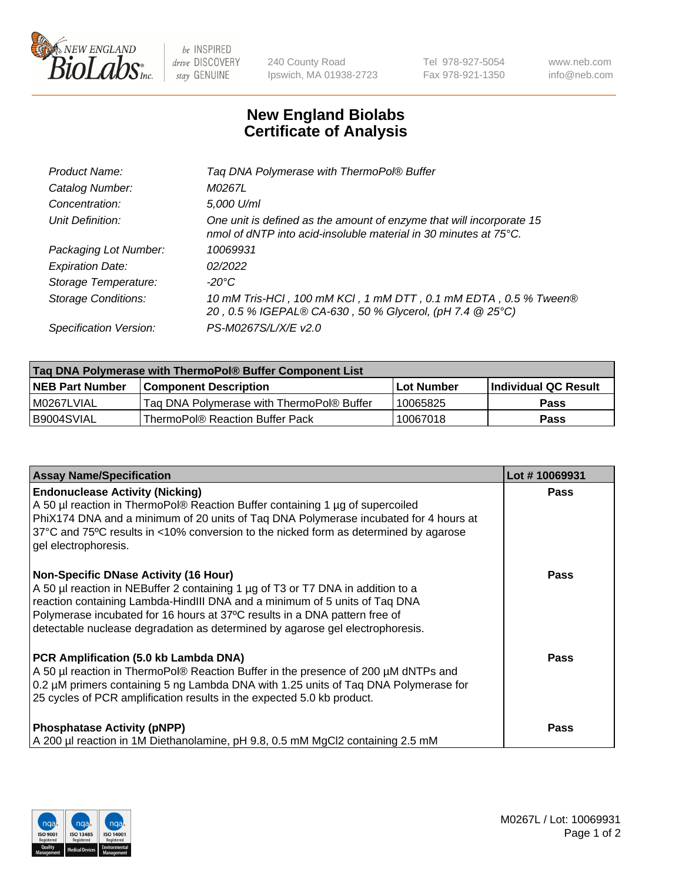# New England Biolabs
## Certificate of Analysis

| | |
|---|---|
| *Product Name:* | *Taq DNA Polymerase with ThermoPol® Buffer* |
| *Catalog Number:* | *M0267L* |
| *Concentration:* | *5,000 U/ml* |
| *Unit Definition:* | *One unit is defined as the amount of enzyme that will incorporate 15 nmol of dNTP into acid-insoluble material in 30 minutes at 75°C.* |
| *Packaging Lot Number:* | *10069931* |
| *Expiration Date:* | *02/2022* |
| *Storage Temperature:* | *-20°C* |
| *Storage Conditions:* | *10 mM Tris-HCl , 100 mM KCl , 1 mM DTT , 0.1 mM EDTA , 0.5 % Tween® 20 , 0.5 % IGEPAL® CA-630 , 50 % Glycerol, (pH 7.4 @ 25°C)* |
| *Specification Version:* | *PS-M0267S/L/X/E v2.0* |

| Taq DNA Polymerase with ThermoPol® Buffer Component List | | | |
|---|---|---|---|
| **NEB Part Number** | **Component Description** | **Lot Number** | **Individual QC Result** |
| M0267LVIAL | Taq DNA Polymerase with ThermoPol® Buffer | 10065825 | **Pass** |
| B9004SVIAL | ThermoPol® Reaction Buffer Pack | 10067018 | **Pass** |

| Assay Name/Specification | Lot # 10069931 |
|---|---|
| **Endonuclease Activity (Nicking)**<br>A 50 µl reaction in ThermoPol® Reaction Buffer containing 1 µg of supercoiled PhiX174 DNA and a minimum of 20 units of Taq DNA Polymerase incubated for 4 hours at 37ºC and 75ºC results in <10% conversion to the nicked form as determined by agarose gel electrophoresis. | **Pass** |
| **Non-Specific DNase Activity (16 Hour)**<br>A 50 µl reaction in NEBuffer 2 containing 1 µg of T3 or T7 DNA in addition to a reaction containing Lambda-HindIII DNA and a minimum of 5 units of Taq DNA Polymerase incubated for 16 hours at 37ºC results in a DNA pattern free of detectable nuclease degradation as determined by agarose gel electrophoresis. | **Pass** |
| **PCR Amplification (5.0 kb Lambda DNA)**<br>A 50 µl reaction in ThermoPol® Reaction Buffer in the presence of 200 µM dNTPs and 0.2 µM primers containing 5 ng Lambda DNA with 1.25 units of Taq DNA Polymerase for 25 cycles of PCR amplification results in the expected 5.0 kb product. | **Pass** |
| **Phosphatase Activity (pNPP)**<br>A 200 µl reaction in 1M Diethanolamine, pH 9.8, 0.5 mM $MgCl_2$ containing 2.5 mM | **Pass** |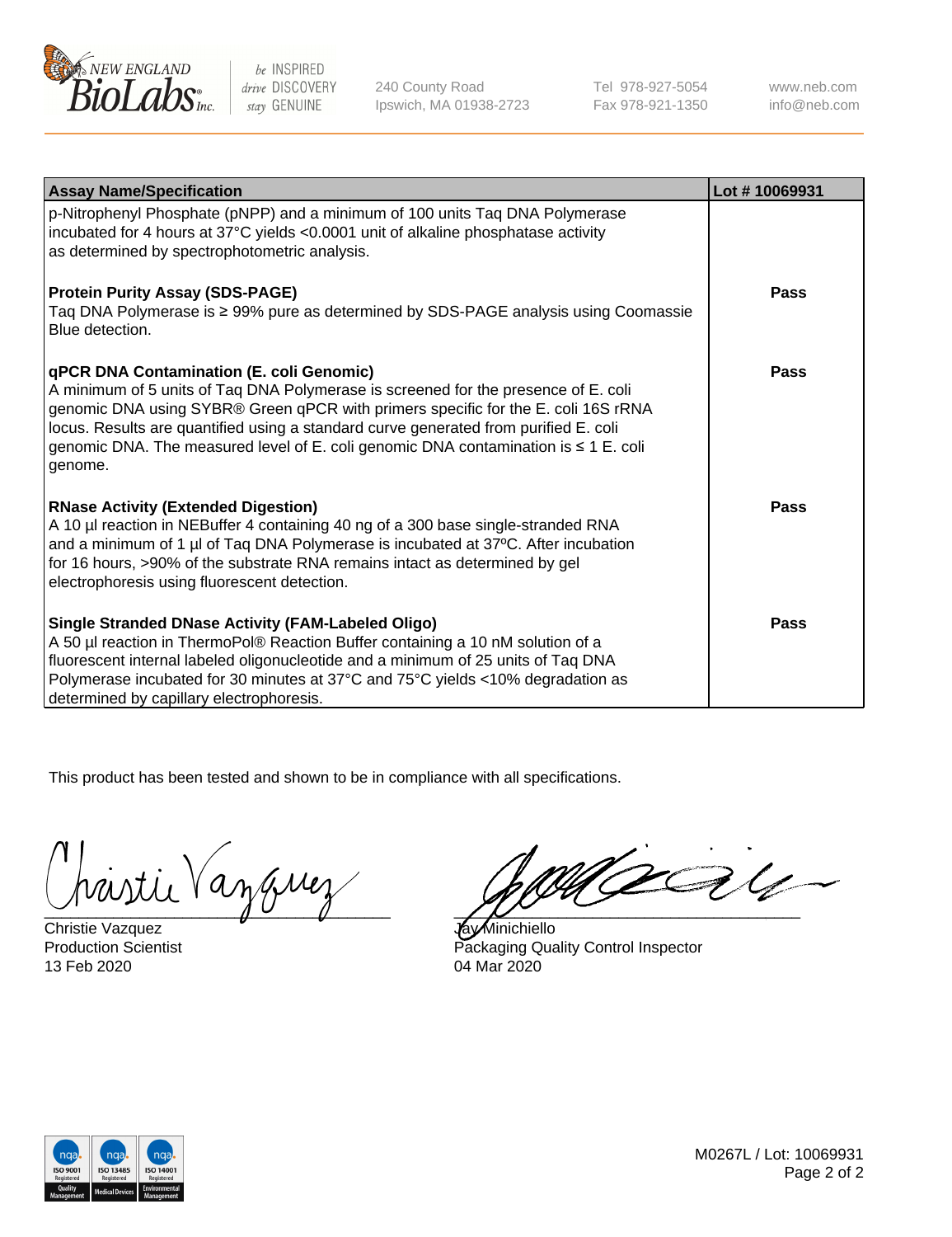| Assay Name/Specification | Lot # 10069931 |
|---|---|
| p-Nitrophenyl Phosphate (pNPP) and a minimum of 100 units Taq DNA Polymerase incubated for 4 hours at 37°C yields <0.0001 unit of alkaline phosphatase activity as determined by spectrophotometric analysis. | |
| **Protein Purity Assay (SDS-PAGE)**<br>Taq DNA Polymerase is ≥ 99% pure as determined by SDS-PAGE analysis using Coomassie Blue detection. | **Pass** |
| **qPCR DNA Contamination (E. coli Genomic)**<br>A minimum of 5 units of Taq DNA Polymerase is screened for the presence of E. coli genomic DNA using SYBR® Green qPCR with primers specific for the E. coli 16S rRNA locus. Results are quantified using a standard curve generated from purified E. coli genomic DNA. The measured level of E. coli genomic DNA contamination is ≤ 1 E. coli genome. | **Pass** |
| **RNase Activity (Extended Digestion)**<br>A 10 µl reaction in NEBuffer 4 containing 40 ng of a 300 base single-stranded RNA and a minimum of 1 µl of Taq DNA Polymerase is incubated at 37ºC. After incubation for 16 hours, >90% of the substrate RNA remains intact as determined by gel electrophoresis using fluorescent detection. | **Pass** |
| **Single Stranded DNase Activity (FAM-Labeled Oligo)**<br>A 50 µl reaction in ThermoPol® Reaction Buffer containing a 10 nM solution of a fluorescent internal labeled oligonucleotide and a minimum of 25 units of Taq DNA Polymerase incubated for 30 minutes at 37°C and 75°C yields <10% degradation as determined by capillary electrophoresis. | **Pass** |

This product has been tested and shown to be in compliance with all specifications.

Christie Vazquez
Production Scientist
13 Feb 2020

Jay Minichiello
Packaging Quality Control Inspector
04 Mar 2020

M0267L / Lot: 10069931